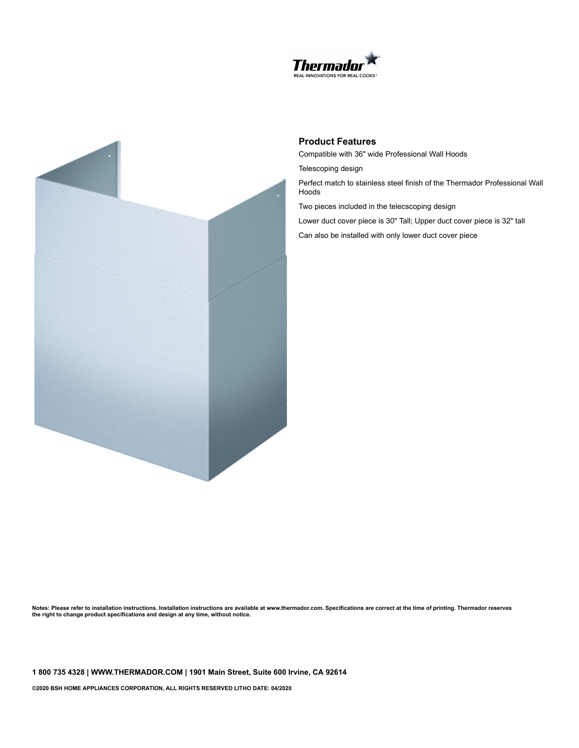Thermador

REAL INNOVATIONS FOR REAL COOKS®

## Product Features

Compatible with 36" wide Professional Wall Hoods

Telescoping design

Perfect match to stainless steel finish of the Thermador Professional Wall Hoods

Two pieces included in the telecscoping design

Lower duct cover piece is 30" Tall; Upper duct cover piece is 32" tall

Can also be installed with only lower duct cover piece

**Notes: Please refer to installation instructions. Installation instructions are available at www.thermador.com. Specifications are correct at the time of printing. Thermador reserves the right to change product specifications and design at any time, without notice.**

**1 800 735 4328 | WWW.THERMADOR.COM | 1901 Main Street, Suite 600 Irvine, CA 92614**

**©2020 BSH HOME APPLIANCES CORPORATION, ALL RIGHTS RESERVED LITHO DATE: 04/2020**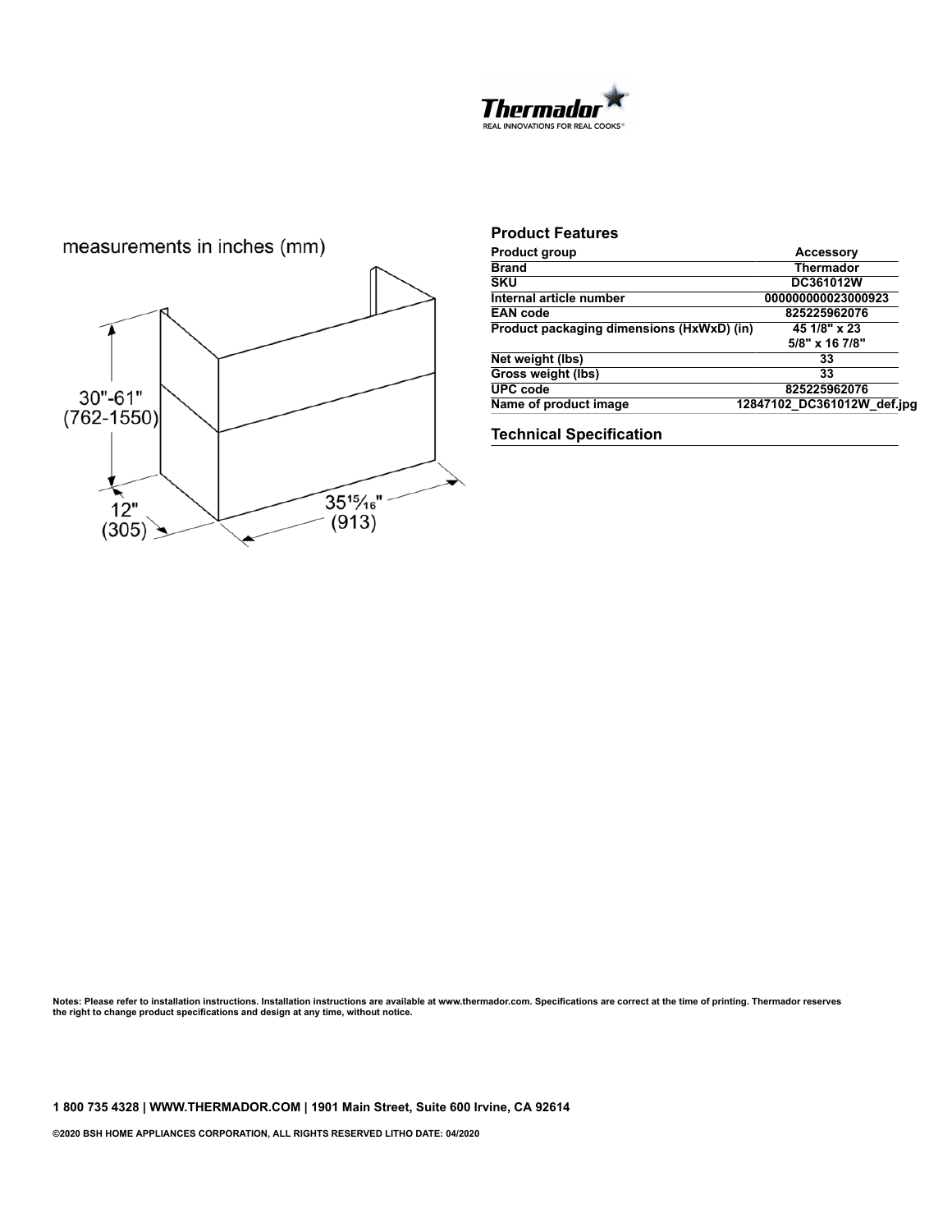measurements in inches (mm)

30"-61"
(762-1550)

12"
(305)

35 15⁄16"
(913)

## Product Features

| | |
|---|---|
| Product group | Accessory |
| Brand | Thermador |
| SKU | DC361012W |
| Internal article number | 000000000023000923 |
| EAN code | 825225962076 |
| Product packaging dimensions (HxWxD) (in) | 45 1/8" x 23 5/8" x 16 7/8" |
| Net weight (lbs) | 33 |
| Gross weight (lbs) | 33 |
| UPC code | 825225962076 |
| Name of product image | 12847102_DC361012W_def.jpg |

## Technical Specification

**Notes: Please refer to installation instructions. Installation instructions are available at www.thermador.com. Specifications are correct at the time of printing. Thermador reserves the right to change product specifications and design at any time, without notice.**

**1 800 735 4328 | WWW.THERMADOR.COM | 1901 Main Street, Suite 600 Irvine, CA 92614**

**©2020 BSH HOME APPLIANCES CORPORATION, ALL RIGHTS RESERVED LITHO DATE: 04/2020**